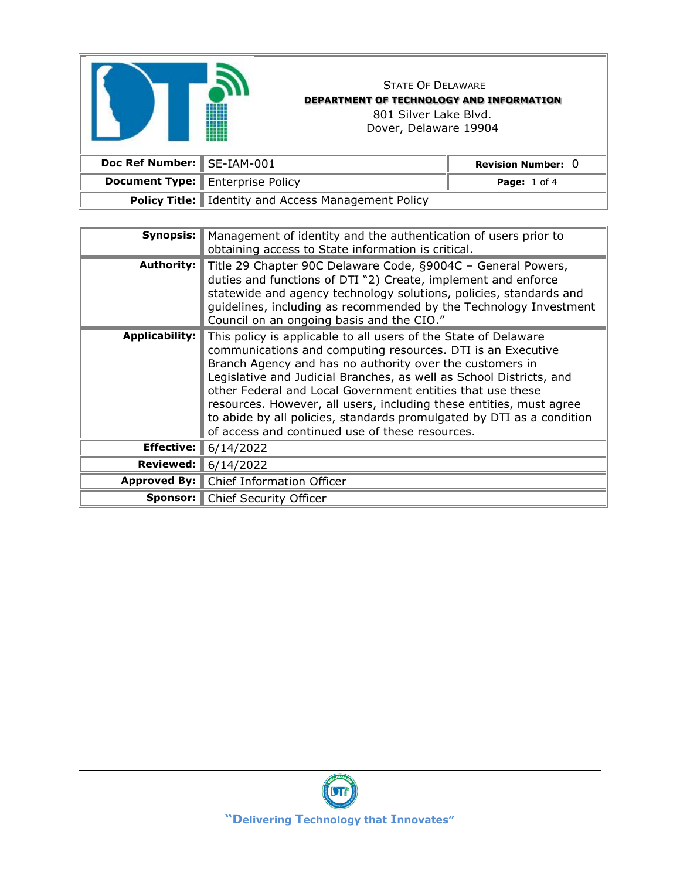State Of Delaware
**DEPARTMENT OF TECHNOLOGY AND INFORMATION**
801 Silver Lake Blvd.
Dover, Delaware 19904

| | | | |
|---|---|---|---|
| **Doc Ref Number:** | SE-IAM-001 | **Revision Number:** 0 | |
| **Document Type:** | Enterprise Policy | **Page:** 1 of 4 | |
| **Policy Title:** | Identity and Access Management Policy | | |

| | |
|---|---|
| **Synopsis:** | Management of identity and the authentication of users prior to obtaining access to State information is critical. |
| **Authority:** | Title 29 Chapter 90C Delaware Code, §9004C – General Powers, duties and functions of DTI "2) Create, implement and enforce statewide and agency technology solutions, policies, standards and guidelines, including as recommended by the Technology Investment Council on an ongoing basis and the CIO." |
| **Applicability:** | This policy is applicable to all users of the State of Delaware communications and computing resources. DTI is an Executive Branch Agency and has no authority over the customers in Legislative and Judicial Branches, as well as School Districts, and other Federal and Local Government entities that use these resources. However, all users, including these entities, must agree to abide by all policies, standards promulgated by DTI as a condition of access and continued use of these resources. |
| **Effective:** | 6/14/2022 |
| **Reviewed:** | 6/14/2022 |
| **Approved By:** | Chief Information Officer |
| **Sponsor:** | Chief Security Officer |

"Delivering Technology that Innovates"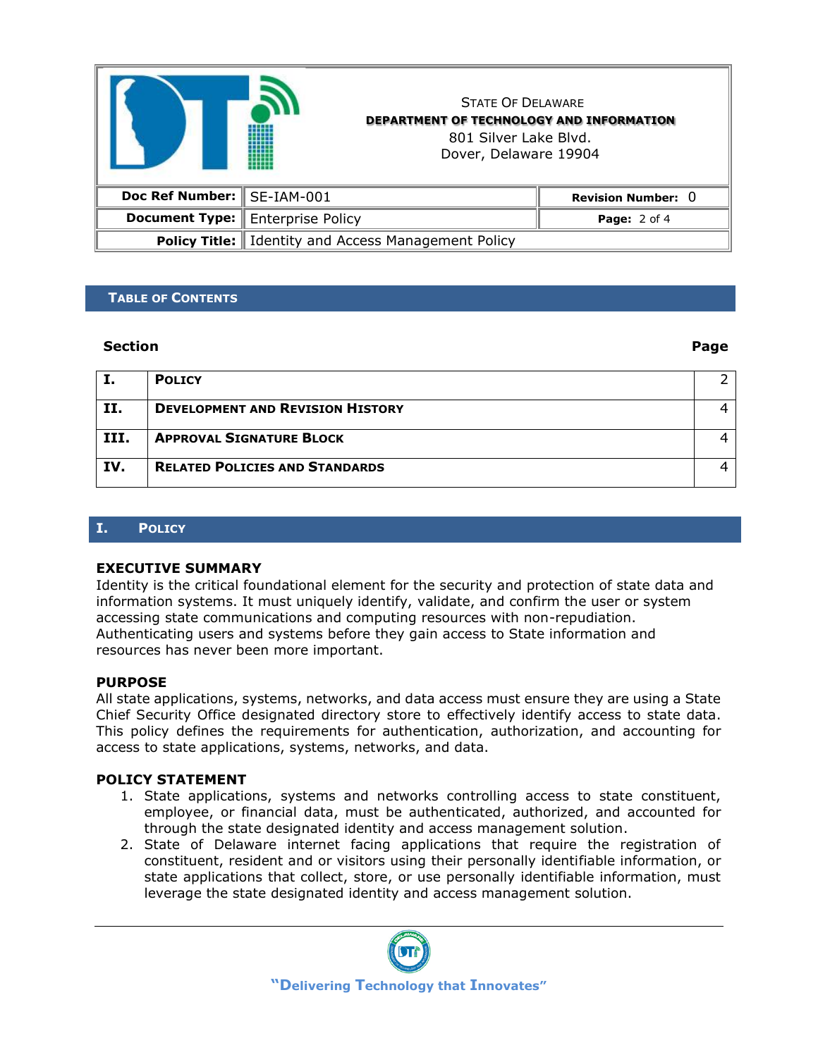| | STATE OF DELAWARE<br>**DEPARTMENT OF TECHNOLOGY AND INFORMATION**<br>801 Silver Lake Blvd.<br>Dover, Delaware 19904 | |
|---|---|---|
| **Doc Ref Number:** | SE-IAM-001 | **Revision Number:** 0 |
| **Document Type:** | Enterprise Policy | **Page:** 2 of 4 |
| **Policy Title:** | Identity and Access Management Policy | |

## TABLE OF CONTENTS

| Section | | Page |
|---|---|---|
| **I.** | **POLICY** | 2 |
| **II.** | **DEVELOPMENT AND REVISION HISTORY** | 4 |
| **III.** | **APPROVAL SIGNATURE BLOCK** | 4 |
| **IV.** | **RELATED POLICIES AND STANDARDS** | 4 |

## I. POLICY

### EXECUTIVE SUMMARY

Identity is the critical foundational element for the security and protection of state data and information systems. It must uniquely identify, validate, and confirm the user or system accessing state communications and computing resources with non-repudiation. Authenticating users and systems before they gain access to State information and resources has never been more important.

### PURPOSE

All state applications, systems, networks, and data access must ensure they are using a State Chief Security Office designated directory store to effectively identify access to state data. This policy defines the requirements for authentication, authorization, and accounting for access to state applications, systems, networks, and data.

### POLICY STATEMENT

1. State applications, systems and networks controlling access to state constituent, employee, or financial data, must be authenticated, authorized, and accounted for through the state designated identity and access management solution.
2. State of Delaware internet facing applications that require the registration of constituent, resident and or visitors using their personally identifiable information, or state applications that collect, store, or use personally identifiable information, must leverage the state designated identity and access management solution.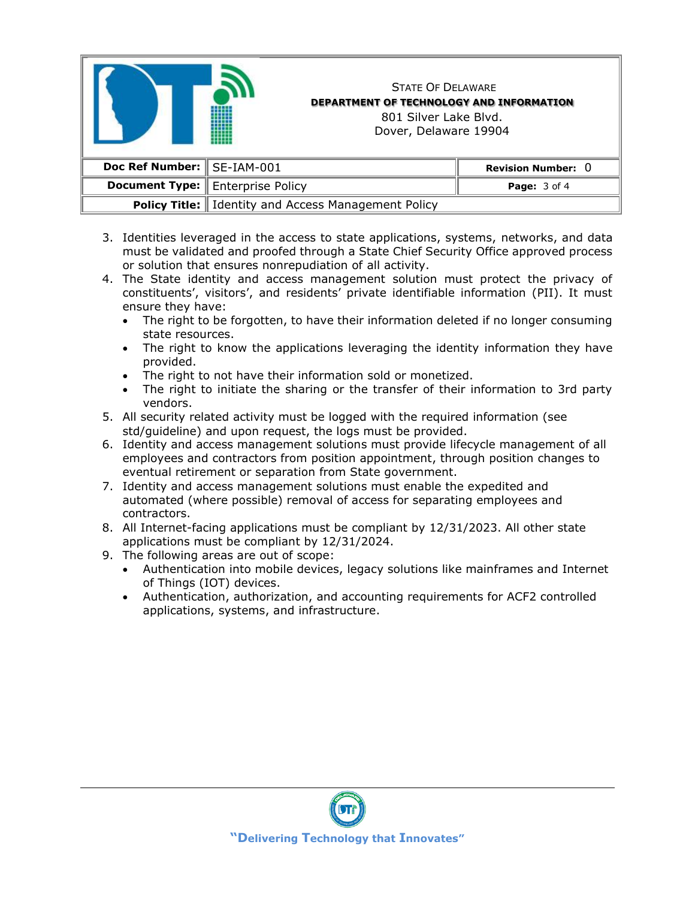3. Identities leveraged in the access to state applications, systems, networks, and data must be validated and proofed through a State Chief Security Office approved process or solution that ensures nonrepudiation of all activity.
4. The State identity and access management solution must protect the privacy of constituents', visitors', and residents' private identifiable information (PII). It must ensure they have:
   - The right to be forgotten, to have their information deleted if no longer consuming state resources.
   - The right to know the applications leveraging the identity information they have provided.
   - The right to not have their information sold or monetized.
   - The right to initiate the sharing or the transfer of their information to 3rd party vendors.
5. All security related activity must be logged with the required information (see std/guideline) and upon request, the logs must be provided.
6. Identity and access management solutions must provide lifecycle management of all employees and contractors from position appointment, through position changes to eventual retirement or separation from State government.
7. Identity and access management solutions must enable the expedited and automated (where possible) removal of access for separating employees and contractors.
8. All Internet-facing applications must be compliant by 12/31/2023. All other state applications must be compliant by 12/31/2024.
9. The following areas are out of scope:
   - Authentication into mobile devices, legacy solutions like mainframes and Internet of Things (IOT) devices.
   - Authentication, authorization, and accounting requirements for ACF2 controlled applications, systems, and infrastructure.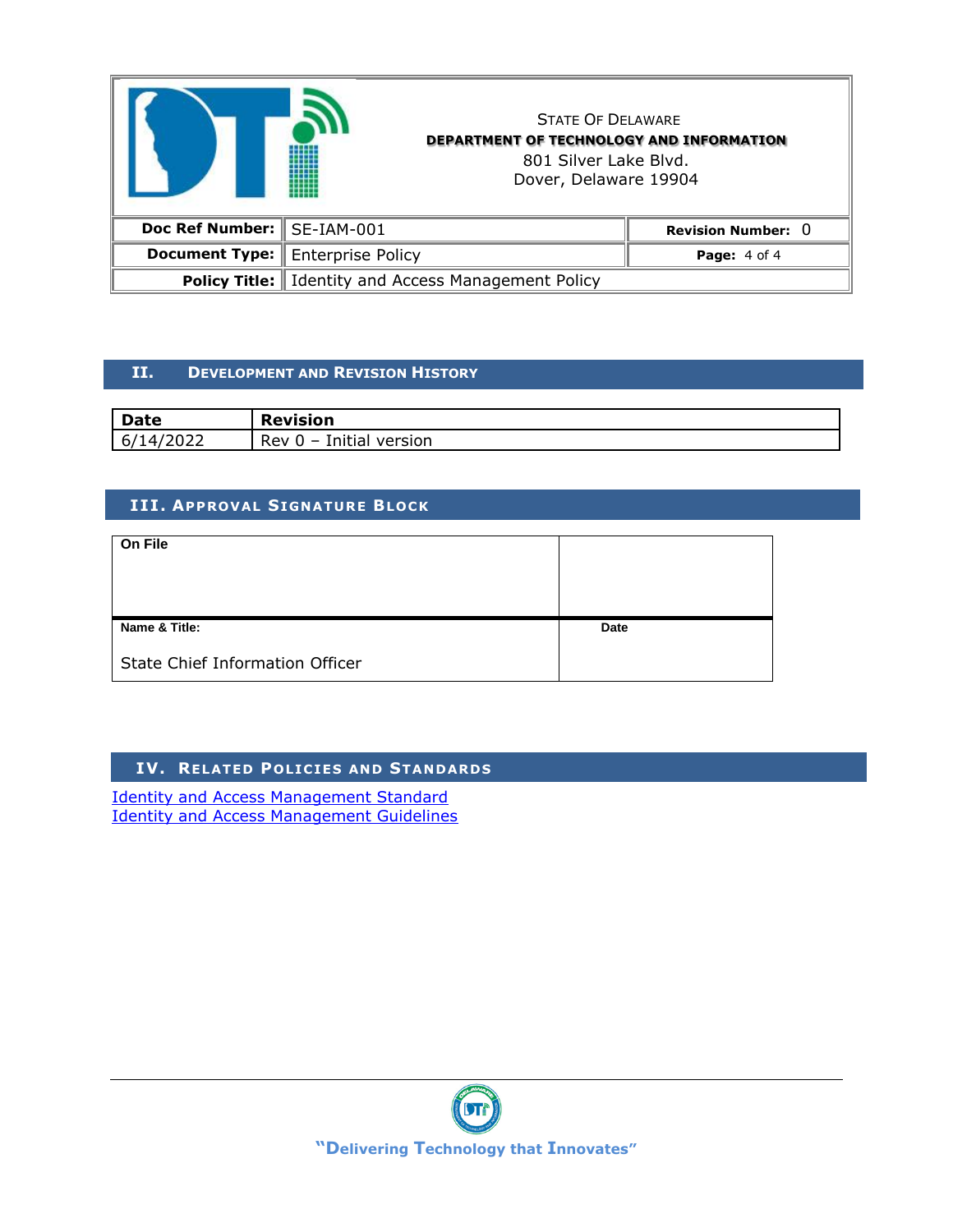## II. Development and Revision History

| Date | Revision |
|---|---|
| 6/14/2022 | Rev 0 – Initial version |

## III. Approval Signature Block

| | |
|---|---|
| **On File** | |
| **Name & Title:** State Chief Information Officer | **Date** |

## IV. Related Policies and Standards

[Identity and Access Management Standard]
[Identity and Access Management Guidelines]

"Delivering Technology that Innovates"